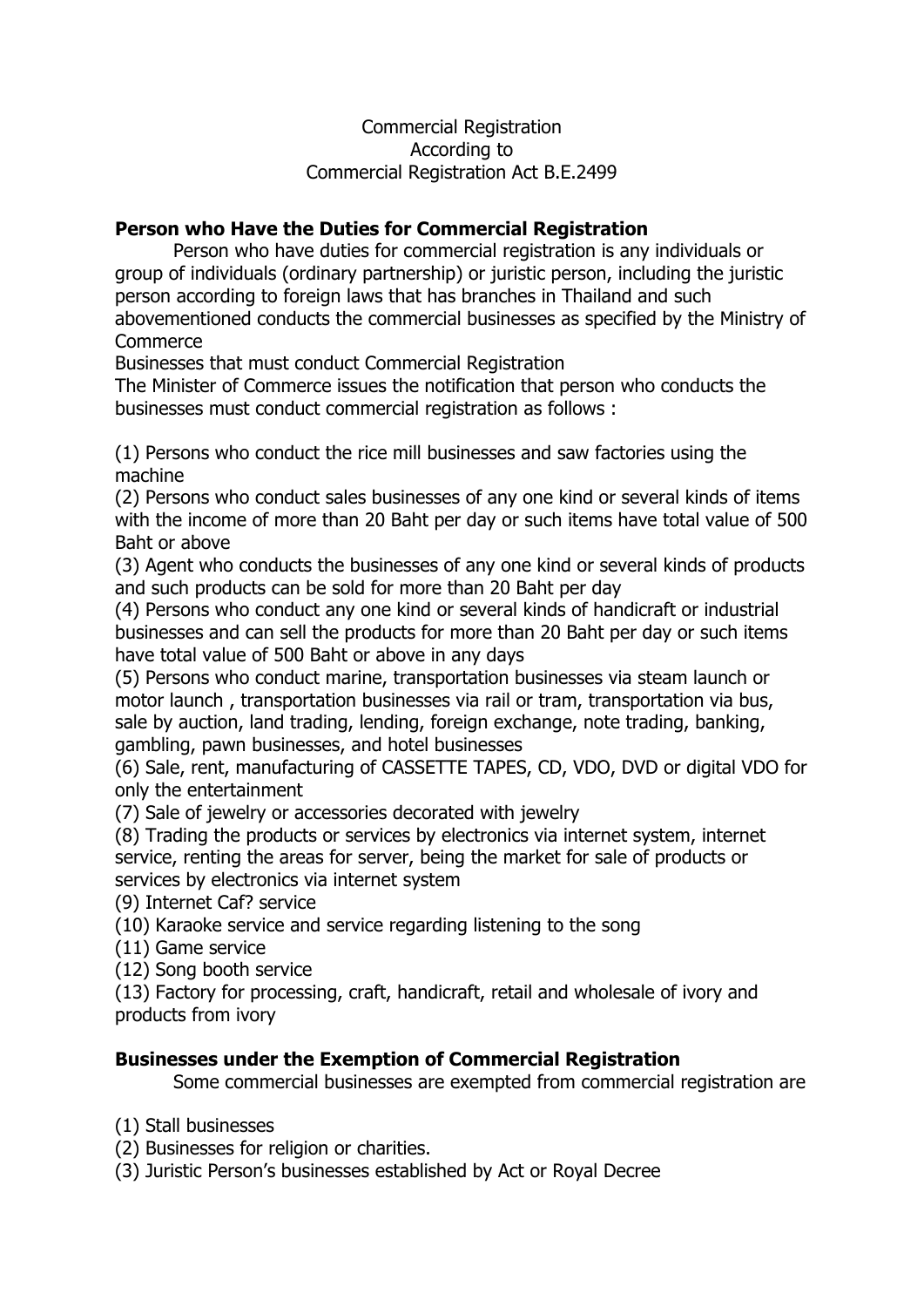Commercial Registration
According to
Commercial Registration Act B.E.2499

## Person who Have the Duties for Commercial Registration

Person who have duties for commercial registration is any individuals or group of individuals (ordinary partnership) or juristic person, including the juristic person according to foreign laws that has branches in Thailand and such abovementioned conducts the commercial businesses as specified by the Ministry of Commerce

Businesses that must conduct Commercial Registration

The Minister of Commerce issues the notification that person who conducts the businesses must conduct commercial registration as follows :

(1) Persons who conduct the rice mill businesses and saw factories using the machine
(2) Persons who conduct sales businesses of any one kind or several kinds of items with the income of more than 20 Baht per day or such items have total value of 500 Baht or above
(3) Agent who conducts the businesses of any one kind or several kinds of products and such products can be sold for more than 20 Baht per day
(4) Persons who conduct any one kind or several kinds of handicraft or industrial businesses and can sell the products for more than 20 Baht per day or such items have total value of 500 Baht or above in any days
(5) Persons who conduct marine, transportation businesses via steam launch or motor launch , transportation businesses via rail or tram, transportation via bus, sale by auction, land trading, lending, foreign exchange, note trading, banking, gambling, pawn businesses, and hotel businesses
(6) Sale, rent, manufacturing of CASSETTE TAPES, CD, VDO, DVD or digital VDO for only the entertainment
(7) Sale of jewelry or accessories decorated with jewelry
(8) Trading the products or services by electronics via internet system, internet service, renting the areas for server, being the market for sale of products or services by electronics via internet system
(9) Internet Caf? service
(10) Karaoke service and service regarding listening to the song
(11) Game service
(12) Song booth service
(13) Factory for processing, craft, handicraft, retail and wholesale of ivory and products from ivory

## Businesses under the Exemption of Commercial Registration

Some commercial businesses are exempted from commercial registration are

(1) Stall businesses
(2) Businesses for religion or charities.
(3) Juristic Person's businesses established by Act or Royal Decree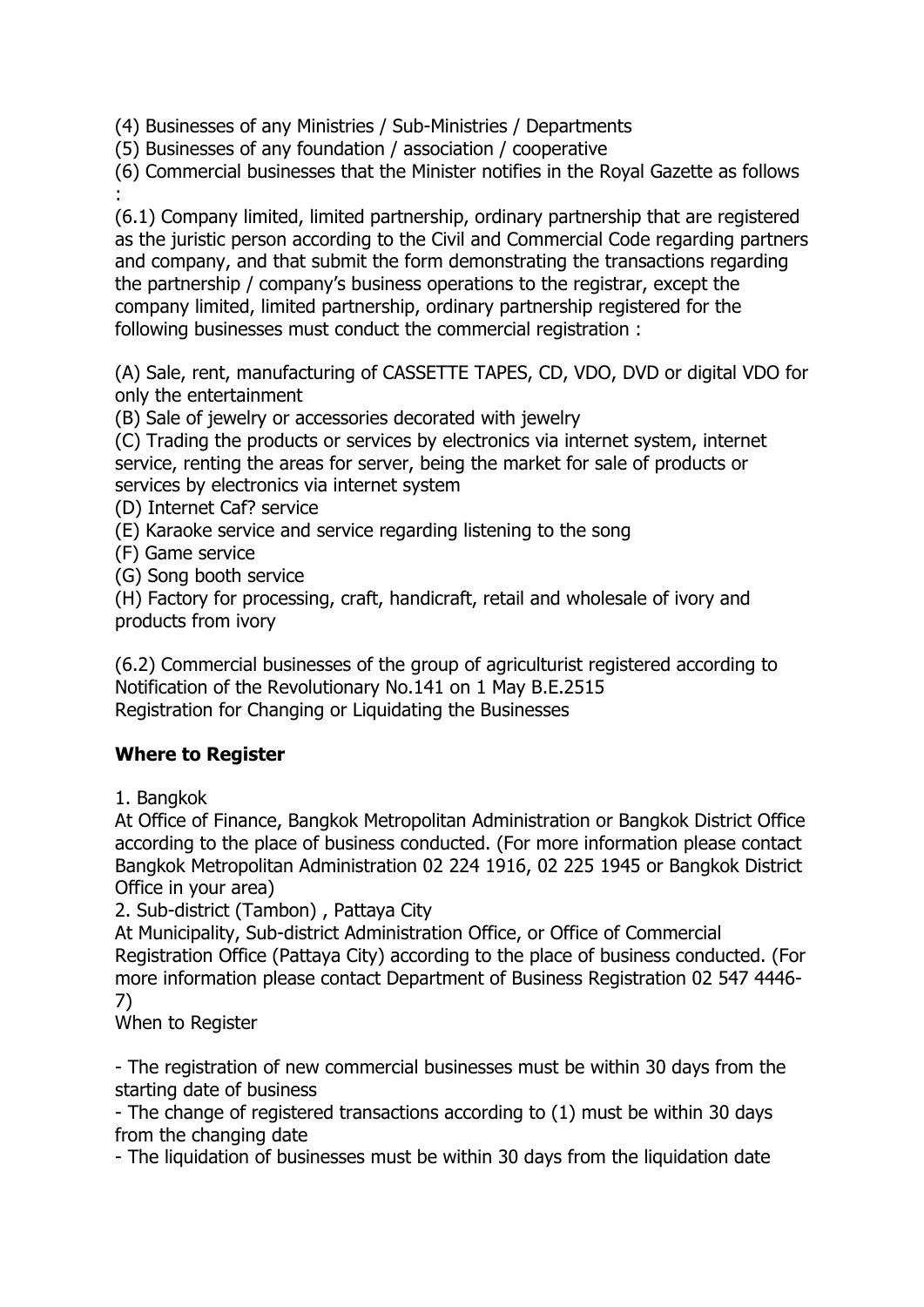(4) Businesses of any Ministries / Sub-Ministries / Departments
(5) Businesses of any foundation / association / cooperative
(6) Commercial businesses that the Minister notifies in the Royal Gazette as follows :
(6.1) Company limited, limited partnership, ordinary partnership that are registered as the juristic person according to the Civil and Commercial Code regarding partners and company, and that submit the form demonstrating the transactions regarding the partnership / company's business operations to the registrar, except the company limited, limited partnership, ordinary partnership registered for the following businesses must conduct the commercial registration :

(A) Sale, rent, manufacturing of CASSETTE TAPES, CD, VDO, DVD or digital VDO for only the entertainment
(B) Sale of jewelry or accessories decorated with jewelry
(C) Trading the products or services by electronics via internet system, internet service, renting the areas for server, being the market for sale of products or services by electronics via internet system
(D) Internet Caf? service
(E) Karaoke service and service regarding listening to the song
(F) Game service
(G) Song booth service
(H) Factory for processing, craft, handicraft, retail and wholesale of ivory and products from ivory

(6.2) Commercial businesses of the group of agriculturist registered according to Notification of the Revolutionary No.141 on 1 May B.E.2515
Registration for Changing or Liquidating the Businesses

**Where to Register**

1. Bangkok
At Office of Finance, Bangkok Metropolitan Administration or Bangkok District Office according to the place of business conducted. (For more information please contact Bangkok Metropolitan Administration 02 224 1916, 02 225 1945 or Bangkok District Office in your area)
2. Sub-district (Tambon) , Pattaya City
At Municipality, Sub-district Administration Office, or Office of Commercial Registration Office (Pattaya City) according to the place of business conducted. (For more information please contact Department of Business Registration 02 547 4446-7)
When to Register

- The registration of new commercial businesses must be within 30 days from the starting date of business
- The change of registered transactions according to (1) must be within 30 days from the changing date
- The liquidation of businesses must be within 30 days from the liquidation date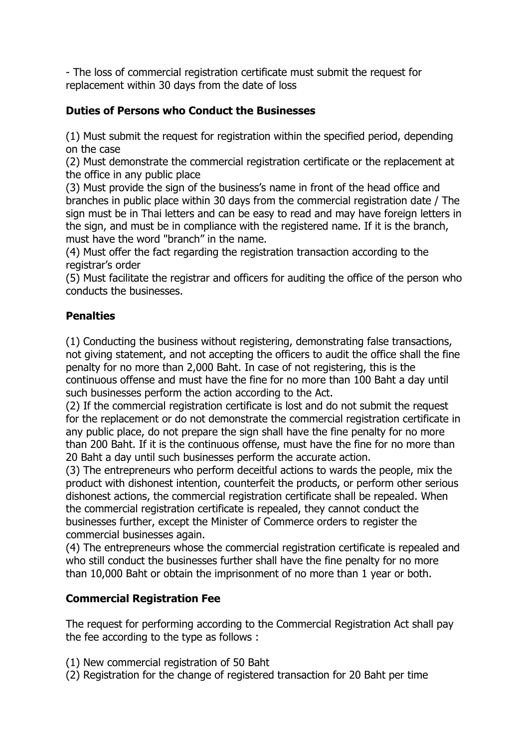- The loss of commercial registration certificate must submit the request for replacement within 30 days from the date of loss

**Duties of Persons who Conduct the Businesses**

(1) Must submit the request for registration within the specified period, depending on the case
(2) Must demonstrate the commercial registration certificate or the replacement at the office in any public place
(3) Must provide the sign of the business's name in front of the head office and branches in public place within 30 days from the commercial registration date / The sign must be in Thai letters and can be easy to read and may have foreign letters in the sign, and must be in compliance with the registered name. If it is the branch, must have the word "branch" in the name.
(4) Must offer the fact regarding the registration transaction according to the registrar's order
(5) Must facilitate the registrar and officers for auditing the office of the person who conducts the businesses.

**Penalties**

(1) Conducting the business without registering, demonstrating false transactions, not giving statement, and not accepting the officers to audit the office shall the fine penalty for no more than 2,000 Baht. In case of not registering, this is the continuous offense and must have the fine for no more than 100 Baht a day until such businesses perform the action according to the Act.
(2) If the commercial registration certificate is lost and do not submit the request for the replacement or do not demonstrate the commercial registration certificate in any public place, do not prepare the sign shall have the fine penalty for no more than 200 Baht. If it is the continuous offense, must have the fine for no more than 20 Baht a day until such businesses perform the accurate action.
(3) The entrepreneurs who perform deceitful actions to wards the people, mix the product with dishonest intention, counterfeit the products, or perform other serious dishonest actions, the commercial registration certificate shall be repealed. When the commercial registration certificate is repealed, they cannot conduct the businesses further, except the Minister of Commerce orders to register the commercial businesses again.
(4) The entrepreneurs whose the commercial registration certificate is repealed and who still conduct the businesses further shall have the fine penalty for no more than 10,000 Baht or obtain the imprisonment of no more than 1 year or both.

**Commercial Registration Fee**

The request for performing according to the Commercial Registration Act shall pay the fee according to the type as follows :

(1) New commercial registration of 50 Baht
(2) Registration for the change of registered transaction for 20 Baht per time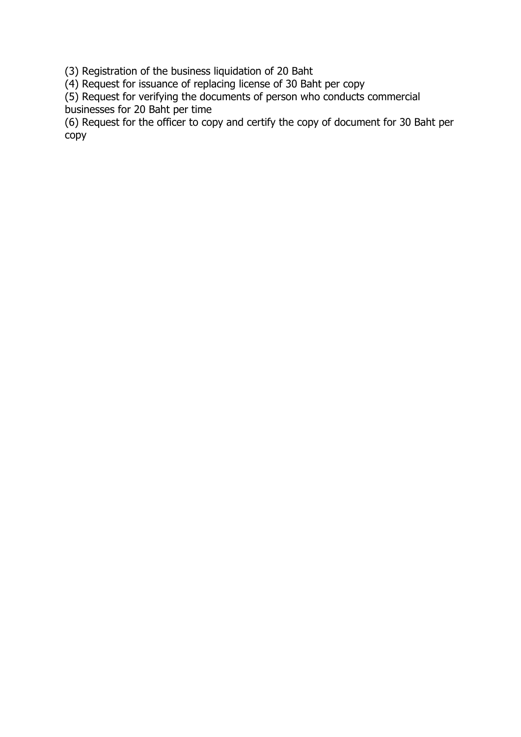(3) Registration of the business liquidation of 20 Baht

(4) Request for issuance of replacing license of 30 Baht per copy

(5) Request for verifying the documents of person who conducts commercial businesses for 20 Baht per time

(6) Request for the officer to copy and certify the copy of document for 30 Baht per copy